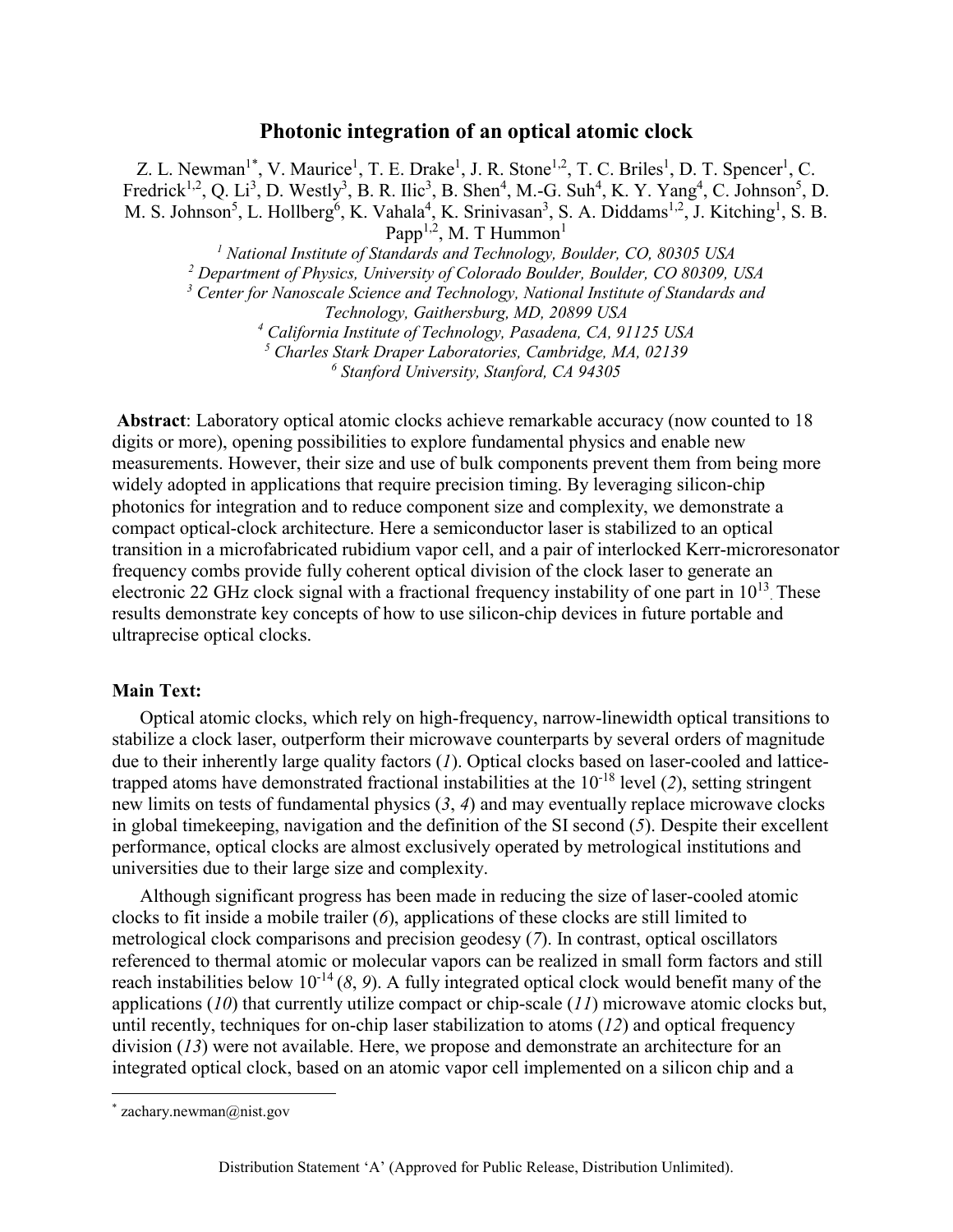# Photonic integration of an optical atomic clock

Z. L. Newman[1*], V. Maurice[1], T. E. Drake[1], J. R. Stone[1,2], T. C. Briles[1], D. T. Spencer[1], C. Fredrick[1,2], Q. Li[3], D. Westly[3], B. R. Ilic[3], B. Shen[4], M.-G. Suh[4], K. Y. Yang[4], C. Johnson[5], D. M. S. Johnson[5], L. Hollberg[6], K. Vahala[4], K. Srinivasan[3], S. A. Diddams[1,2], J. Kitching[1], S. B. Papp[1,2], M. T Hummon[1]

[1] *National Institute of Standards and Technology, Boulder, CO, 80305 USA*
[2] *Department of Physics, University of Colorado Boulder, Boulder, CO 80309, USA*
[3] *Center for Nanoscale Science and Technology, National Institute of Standards and Technology, Gaithersburg, MD, 20899 USA*
[4] *California Institute of Technology, Pasadena, CA, 91125 USA*
[5] *Charles Stark Draper Laboratories, Cambridge, MA, 02139*
[6] *Stanford University, Stanford, CA 94305*

**Abstract**: Laboratory optical atomic clocks achieve remarkable accuracy (now counted to 18 digits or more), opening possibilities to explore fundamental physics and enable new measurements. However, their size and use of bulk components prevent them from being more widely adopted in applications that require precision timing. By leveraging silicon-chip photonics for integration and to reduce component size and complexity, we demonstrate a compact optical-clock architecture. Here a semiconductor laser is stabilized to an optical transition in a microfabricated rubidium vapor cell, and a pair of interlocked Kerr-microresonator frequency combs provide fully coherent optical division of the clock laser to generate an electronic 22 GHz clock signal with a fractional frequency instability of one part in $10^{13}$. These results demonstrate key concepts of how to use silicon-chip devices in future portable and ultraprecise optical clocks.

**Main Text:**

Optical atomic clocks, which rely on high-frequency, narrow-linewidth optical transitions to stabilize a clock laser, outperform their microwave counterparts by several orders of magnitude due to their inherently large quality factors (*1*). Optical clocks based on laser-cooled and lattice-trapped atoms have demonstrated fractional instabilities at the $10^{-18}$ level (*2*), setting stringent new limits on tests of fundamental physics (*3*, *4*) and may eventually replace microwave clocks in global timekeeping, navigation and the definition of the SI second (*5*). Despite their excellent performance, optical clocks are almost exclusively operated by metrological institutions and universities due to their large size and complexity.

Although significant progress has been made in reducing the size of laser-cooled atomic clocks to fit inside a mobile trailer (*6*), applications of these clocks are still limited to metrological clock comparisons and precision geodesy (*7*). In contrast, optical oscillators referenced to thermal atomic or molecular vapors can be realized in small form factors and still reach instabilities below $10^{-14}$ (*8*, *9*). A fully integrated optical clock would benefit many of the applications (*10*) that currently utilize compact or chip-scale (*11*) microwave atomic clocks but, until recently, techniques for on-chip laser stabilization to atoms (*12*) and optical frequency division (*13*) were not available. Here, we propose and demonstrate an architecture for an integrated optical clock, based on an atomic vapor cell implemented on a silicon chip and a

[*] zachary.newman@nist.gov

Distribution Statement 'A' (Approved for Public Release, Distribution Unlimited).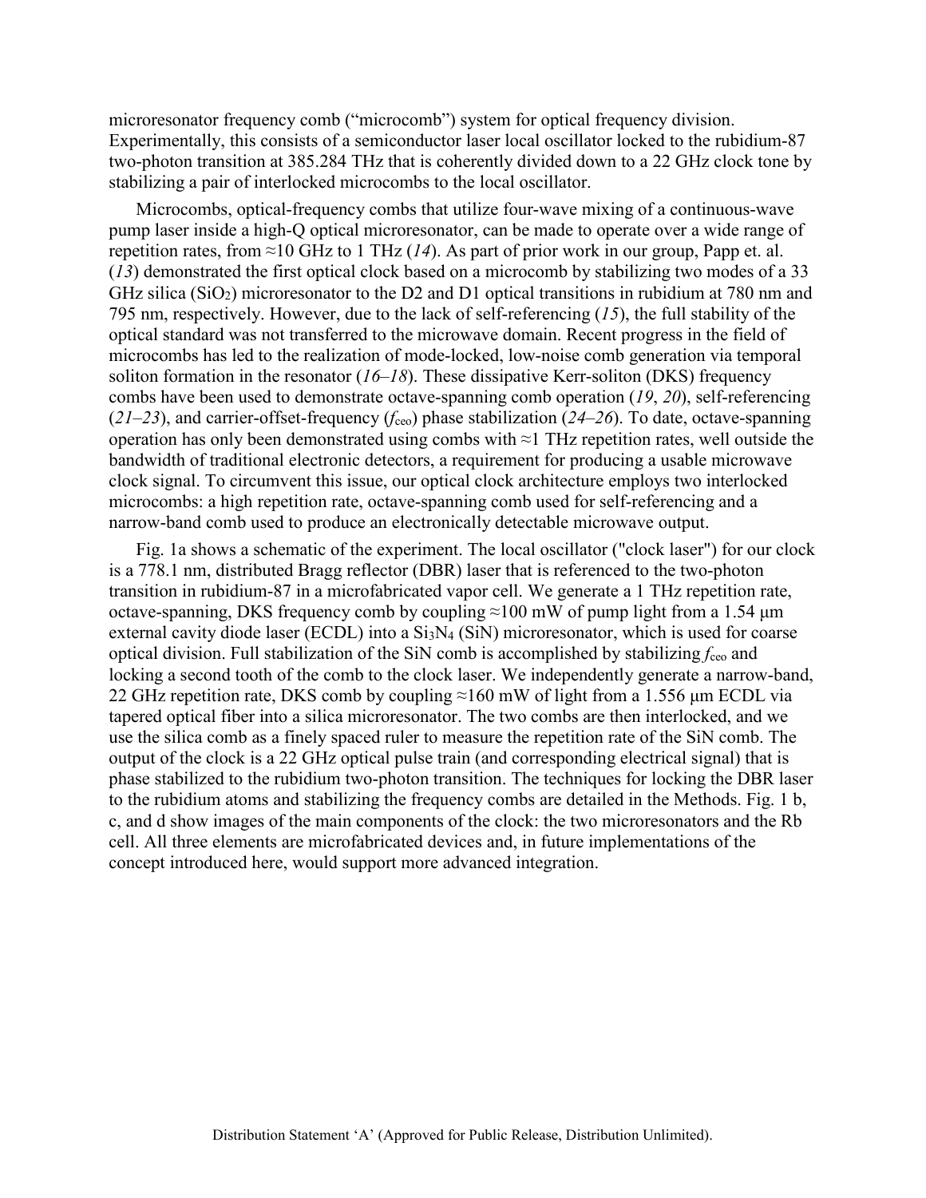microresonator frequency comb ("microcomb") system for optical frequency division. Experimentally, this consists of a semiconductor laser local oscillator locked to the rubidium-87 two-photon transition at 385.284 THz that is coherently divided down to a 22 GHz clock tone by stabilizing a pair of interlocked microcombs to the local oscillator.

Microcombs, optical-frequency combs that utilize four-wave mixing of a continuous-wave pump laser inside a high-Q optical microresonator, can be made to operate over a wide range of repetition rates, from ≈10 GHz to 1 THz (*14*). As part of prior work in our group, Papp et. al. (*13*) demonstrated the first optical clock based on a microcomb by stabilizing two modes of a 33 GHz silica ($SiO_2$) microresonator to the D2 and D1 optical transitions in rubidium at 780 nm and 795 nm, respectively. However, due to the lack of self-referencing (*15*), the full stability of the optical standard was not transferred to the microwave domain. Recent progress in the field of microcombs has led to the realization of mode-locked, low-noise comb generation via temporal soliton formation in the resonator (*16–18*). These dissipative Kerr-soliton (DKS) frequency combs have been used to demonstrate octave-spanning comb operation (*19*, *20*), self-referencing (*21–23*), and carrier-offset-frequency ($f_{ceo}$) phase stabilization (*24–26*). To date, octave-spanning operation has only been demonstrated using combs with ≈1 THz repetition rates, well outside the bandwidth of traditional electronic detectors, a requirement for producing a usable microwave clock signal. To circumvent this issue, our optical clock architecture employs two interlocked microcombs: a high repetition rate, octave-spanning comb used for self-referencing and a narrow-band comb used to produce an electronically detectable microwave output.

Fig. 1a shows a schematic of the experiment. The local oscillator ("clock laser") for our clock is a 778.1 nm, distributed Bragg reflector (DBR) laser that is referenced to the two-photon transition in rubidium-87 in a microfabricated vapor cell. We generate a 1 THz repetition rate, octave-spanning, DKS frequency comb by coupling ≈100 mW of pump light from a 1.54 μm external cavity diode laser (ECDL) into a $Si_3N_4$ (SiN) microresonator, which is used for coarse optical division. Full stabilization of the SiN comb is accomplished by stabilizing $f_{ceo}$ and locking a second tooth of the comb to the clock laser. We independently generate a narrow-band, 22 GHz repetition rate, DKS comb by coupling ≈160 mW of light from a 1.556 μm ECDL via tapered optical fiber into a silica microresonator. The two combs are then interlocked, and we use the silica comb as a finely spaced ruler to measure the repetition rate of the SiN comb. The output of the clock is a 22 GHz optical pulse train (and corresponding electrical signal) that is phase stabilized to the rubidium two-photon transition. The techniques for locking the DBR laser to the rubidium atoms and stabilizing the frequency combs are detailed in the Methods. Fig. 1 b, c, and d show images of the main components of the clock: the two microresonators and the Rb cell. All three elements are microfabricated devices and, in future implementations of the concept introduced here, would support more advanced integration.

Distribution Statement 'A' (Approved for Public Release, Distribution Unlimited).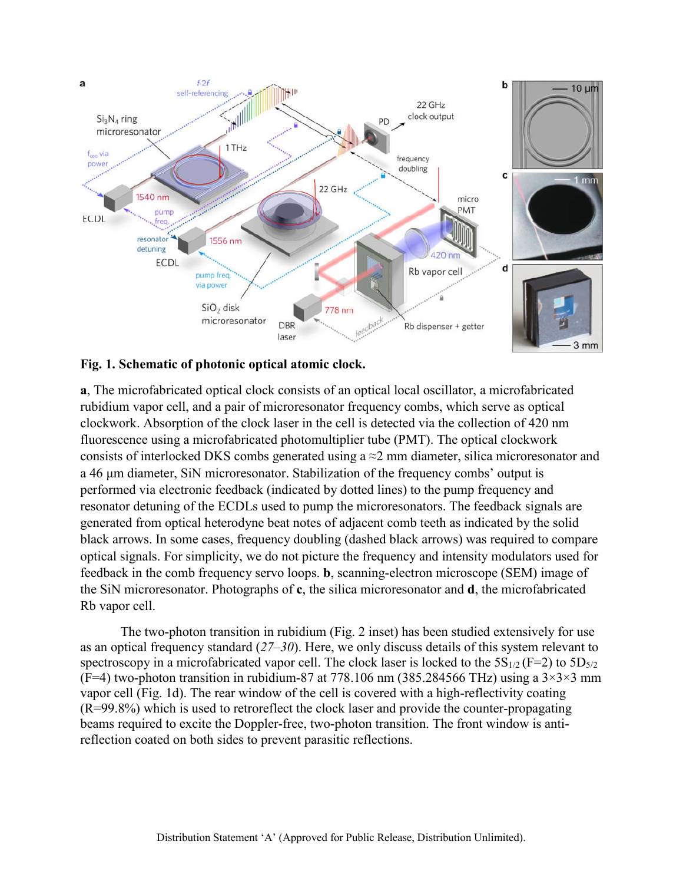**Fig. 1. Schematic of photonic optical atomic clock.**

**a**, The microfabricated optical clock consists of an optical local oscillator, a microfabricated rubidium vapor cell, and a pair of microresonator frequency combs, which serve as optical clockwork. Absorption of the clock laser in the cell is detected via the collection of 420 nm fluorescence using a microfabricated photomultiplier tube (PMT). The optical clockwork consists of interlocked DKS combs generated using a ≈2 mm diameter, silica microresonator and a 46 µm diameter, SiN microresonator. Stabilization of the frequency combs' output is performed via electronic feedback (indicated by dotted lines) to the pump frequency and resonator detuning of the ECDLs used to pump the microresonators. The feedback signals are generated from optical heterodyne beat notes of adjacent comb teeth as indicated by the solid black arrows. In some cases, frequency doubling (dashed black arrows) was required to compare optical signals. For simplicity, we do not picture the frequency and intensity modulators used for feedback in the comb frequency servo loops. **b**, scanning-electron microscope (SEM) image of the SiN microresonator. Photographs of **c**, the silica microresonator and **d**, the microfabricated Rb vapor cell.

The two-photon transition in rubidium (Fig. 2 inset) has been studied extensively for use as an optical frequency standard (*27–30*). Here, we only discuss details of this system relevant to spectroscopy in a microfabricated vapor cell. The clock laser is locked to the $5S_{1/2}$ (F=2) to $5D_{5/2}$ (F=4) two-photon transition in rubidium-87 at 778.106 nm (385.284566 THz) using a 3×3×3 mm vapor cell (Fig. 1d). The rear window of the cell is covered with a high-reflectivity coating (R=99.8%) which is used to retroreflect the clock laser and provide the counter-propagating beams required to excite the Doppler-free, two-photon transition. The front window is anti-reflection coated on both sides to prevent parasitic reflections.

Distribution Statement 'A' (Approved for Public Release, Distribution Unlimited).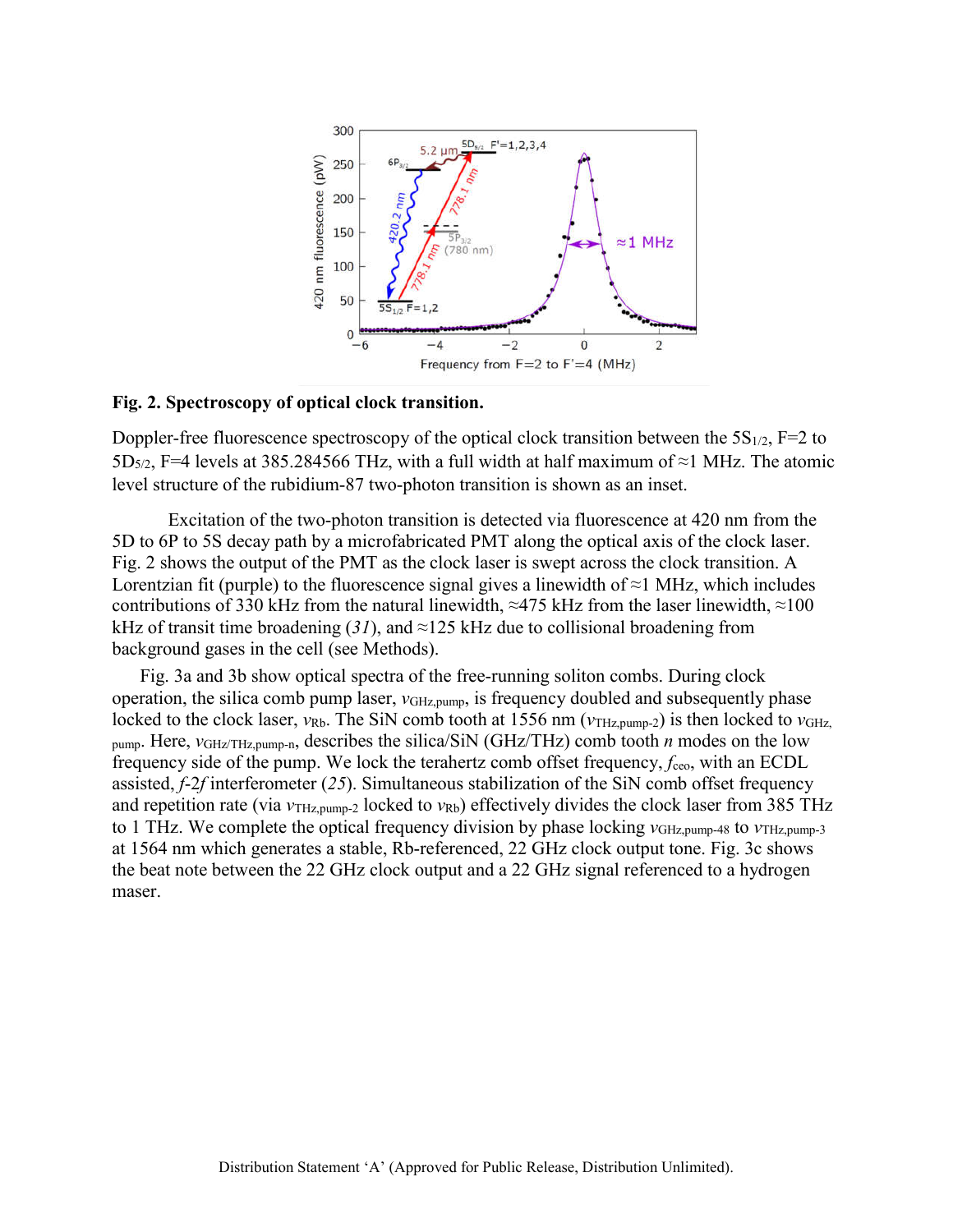**Fig. 2. Spectroscopy of optical clock transition.**

Doppler-free fluorescence spectroscopy of the optical clock transition between the $5S_{1/2}$, F=2 to $5D_{5/2}$, F=4 levels at 385.284566 THz, with a full width at half maximum of ≈1 MHz. The atomic level structure of the rubidium-87 two-photon transition is shown as an inset.

Excitation of the two-photon transition is detected via fluorescence at 420 nm from the 5D to 6P to 5S decay path by a microfabricated PMT along the optical axis of the clock laser. Fig. 2 shows the output of the PMT as the clock laser is swept across the clock transition. A Lorentzian fit (purple) to the fluorescence signal gives a linewidth of ≈1 MHz, which includes contributions of 330 kHz from the natural linewidth, ≈475 kHz from the laser linewidth, ≈100 kHz of transit time broadening (*31*), and ≈125 kHz due to collisional broadening from background gases in the cell (see Methods).

Fig. 3a and 3b show optical spectra of the free-running soliton combs. During clock operation, the silica comb pump laser, $\nu_{GHz,pump}$, is frequency doubled and subsequently phase locked to the clock laser, $\nu_{Rb}$. The SiN comb tooth at 1556 nm ($\nu_{THz,pump-2}$) is then locked to $\nu_{GHz,pump}$. Here, $\nu_{GHz/THz,pump-n}$, describes the silica/SiN (GHz/THz) comb tooth *n* modes on the low frequency side of the pump. We lock the terahertz comb offset frequency, $f_{ceo}$, with an ECDL assisted, *f*-2*f* interferometer (*25*). Simultaneous stabilization of the SiN comb offset frequency and repetition rate (via $\nu_{THz,pump-2}$ locked to $\nu_{Rb}$) effectively divides the clock laser from 385 THz to 1 THz. We complete the optical frequency division by phase locking $\nu_{GHz,pump-48}$ to $\nu_{THz,pump-3}$ at 1564 nm which generates a stable, Rb-referenced, 22 GHz clock output tone. Fig. 3c shows the beat note between the 22 GHz clock output and a 22 GHz signal referenced to a hydrogen maser.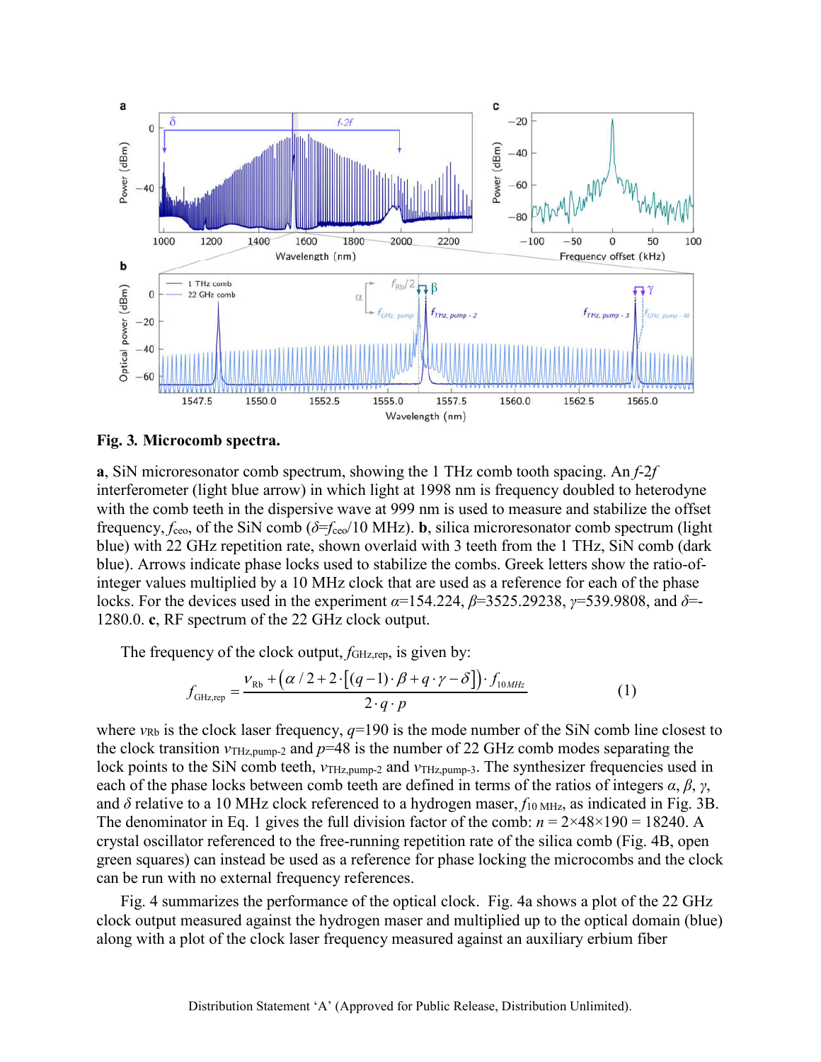**Fig. 3. Microcomb spectra.**

**a**, SiN microresonator comb spectrum, showing the 1 THz comb tooth spacing. An *f*-2*f* interferometer (light blue arrow) in which light at 1998 nm is frequency doubled to heterodyne with the comb teeth in the dispersive wave at 999 nm is used to measure and stabilize the offset frequency, $f_{\text{ceo}}$, of the SiN comb ($\delta = f_{\text{ceo}}/10$ MHz). **b**, silica microresonator comb spectrum (light blue) with 22 GHz repetition rate, shown overlaid with 3 teeth from the 1 THz, SiN comb (dark blue). Arrows indicate phase locks used to stabilize the combs. Greek letters show the ratio-of-integer values multiplied by a 10 MHz clock that are used as a reference for each of the phase locks. For the devices used in the experiment $\alpha$=154.224, $\beta$=3525.29238, $\gamma$=539.9808, and $\delta$=-1280.0. **c**, RF spectrum of the 22 GHz clock output.

The frequency of the clock output, $f_{\text{GHz,rep}}$, is given by:

$$f_{\text{GHz,rep}} = \frac{\nu_{\text{Rb}} + \left(\alpha/2 + 2\cdot\left[(q-1)\cdot\beta + q\cdot\gamma - \delta\right]\right)\cdot f_{10MHz}}{2\cdot q\cdot p} \qquad (1)$$

where $\nu_{\text{Rb}}$ is the clock laser frequency, $q$=190 is the mode number of the SiN comb line closest to the clock transition $\nu_{\text{THz,pump-2}}$ and $p$=48 is the number of 22 GHz comb modes separating the lock points to the SiN comb teeth, $\nu_{\text{THz,pump-2}}$ and $\nu_{\text{THz,pump-3}}$. The synthesizer frequencies used in each of the phase locks between comb teeth are defined in terms of the ratios of integers $\alpha$, $\beta$, $\gamma$, and $\delta$ relative to a 10 MHz clock referenced to a hydrogen maser, $f_{10\text{ MHz}}$, as indicated in Fig. 3B. The denominator in Eq. 1 gives the full division factor of the comb: $n = 2\times48\times190 = 18240$. A crystal oscillator referenced to the free-running repetition rate of the silica comb (Fig. 4B, open green squares) can instead be used as a reference for phase locking the microcombs and the clock can be run with no external frequency references.

Fig. 4 summarizes the performance of the optical clock. Fig. 4a shows a plot of the 22 GHz clock output measured against the hydrogen maser and multiplied up to the optical domain (blue) along with a plot of the clock laser frequency measured against an auxiliary erbium fiber

Distribution Statement 'A' (Approved for Public Release, Distribution Unlimited).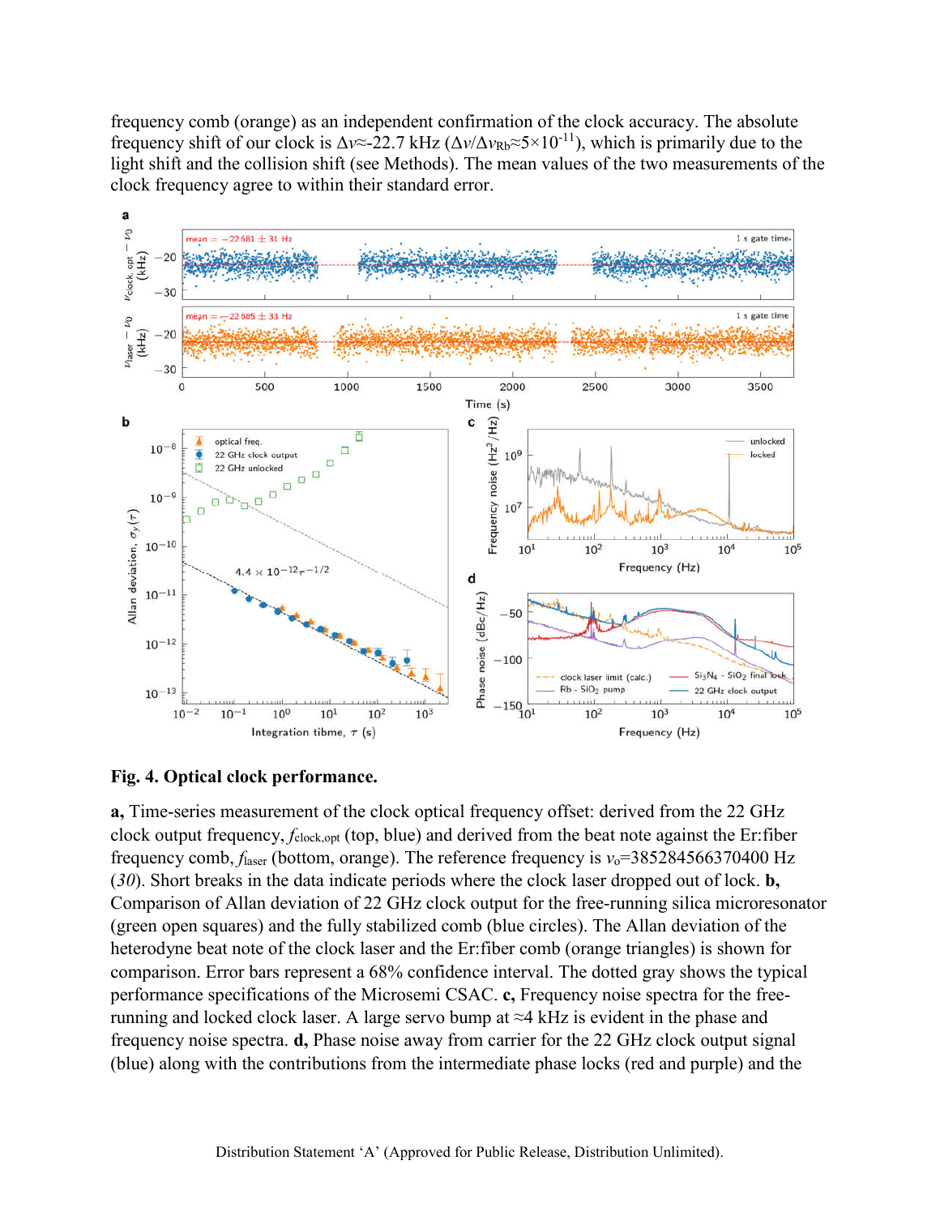frequency comb (orange) as an independent confirmation of the clock accuracy. The absolute frequency shift of our clock is $\Delta\nu \approx$-22.7 kHz ($\Delta\nu/\Delta\nu_{Rb} \approx 5\times10^{-11}$), which is primarily due to the light shift and the collision shift (see Methods). The mean values of the two measurements of the clock frequency agree to within their standard error.

**Fig. 4. Optical clock performance.**

**a,** Time-series measurement of the clock optical frequency offset: derived from the 22 GHz clock output frequency, $f_{clock,opt}$ (top, blue) and derived from the beat note against the Er:fiber frequency comb, $f_{laser}$ (bottom, orange). The reference frequency is $\nu_o$=385284566370400 Hz (*30*). Short breaks in the data indicate periods where the clock laser dropped out of lock. **b,** Comparison of Allan deviation of 22 GHz clock output for the free-running silica microresonator (green open squares) and the fully stabilized comb (blue circles). The Allan deviation of the heterodyne beat note of the clock laser and the Er:fiber comb (orange triangles) is shown for comparison. Error bars represent a 68% confidence interval. The dotted gray shows the typical performance specifications of the Microsemi CSAC. **c,** Frequency noise spectra for the free-running and locked clock laser. A large servo bump at ≈4 kHz is evident in the phase and frequency noise spectra. **d,** Phase noise away from carrier for the 22 GHz clock output signal (blue) along with the contributions from the intermediate phase locks (red and purple) and the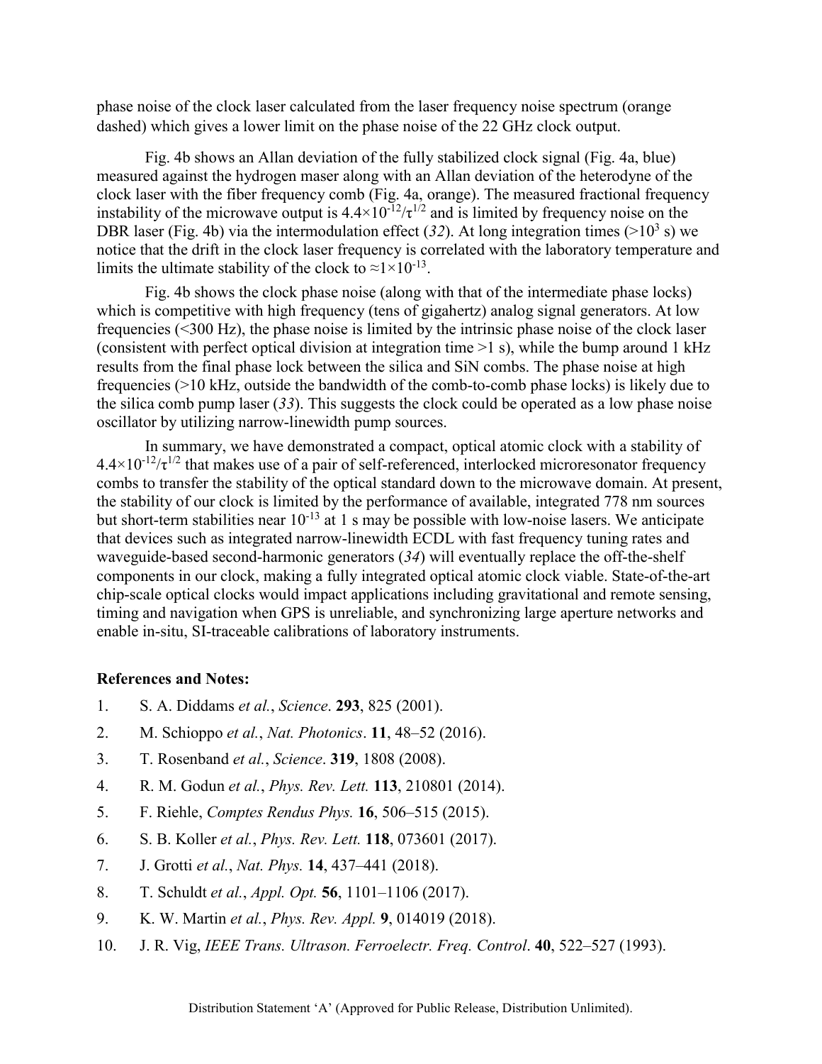phase noise of the clock laser calculated from the laser frequency noise spectrum (orange dashed) which gives a lower limit on the phase noise of the 22 GHz clock output.

Fig. 4b shows an Allan deviation of the fully stabilized clock signal (Fig. 4a, blue) measured against the hydrogen maser along with an Allan deviation of the heterodyne of the clock laser with the fiber frequency comb (Fig. 4a, orange). The measured fractional frequency instability of the microwave output is $4.4\times10^{-12}/\tau^{1/2}$ and is limited by frequency noise on the DBR laser (Fig. 4b) via the intermodulation effect (*32*). At long integration times ($>10^3$ s) we notice that the drift in the clock laser frequency is correlated with the laboratory temperature and limits the ultimate stability of the clock to $\approx1\times10^{-13}$.

Fig. 4b shows the clock phase noise (along with that of the intermediate phase locks) which is competitive with high frequency (tens of gigahertz) analog signal generators. At low frequencies (<300 Hz), the phase noise is limited by the intrinsic phase noise of the clock laser (consistent with perfect optical division at integration time >1 s), while the bump around 1 kHz results from the final phase lock between the silica and SiN combs. The phase noise at high frequencies (>10 kHz, outside the bandwidth of the comb-to-comb phase locks) is likely due to the silica comb pump laser (*33*). This suggests the clock could be operated as a low phase noise oscillator by utilizing narrow-linewidth pump sources.

In summary, we have demonstrated a compact, optical atomic clock with a stability of $4.4\times10^{-12}/\tau^{1/2}$ that makes use of a pair of self-referenced, interlocked microresonator frequency combs to transfer the stability of the optical standard down to the microwave domain. At present, the stability of our clock is limited by the performance of available, integrated 778 nm sources but short-term stabilities near $10^{-13}$ at 1 s may be possible with low-noise lasers. We anticipate that devices such as integrated narrow-linewidth ECDL with fast frequency tuning rates and waveguide-based second-harmonic generators (*34*) will eventually replace the off-the-shelf components in our clock, making a fully integrated optical atomic clock viable. State-of-the-art chip-scale optical clocks would impact applications including gravitational and remote sensing, timing and navigation when GPS is unreliable, and synchronizing large aperture networks and enable in-situ, SI-traceable calibrations of laboratory instruments.

**References and Notes:**

1. S. A. Diddams *et al.*, *Science*. **293**, 825 (2001).
2. M. Schioppo *et al.*, *Nat. Photonics*. **11**, 48–52 (2016).
3. T. Rosenband *et al.*, *Science*. **319**, 1808 (2008).
4. R. M. Godun *et al.*, *Phys. Rev. Lett.* **113**, 210801 (2014).
5. F. Riehle, *Comptes Rendus Phys.* **16**, 506–515 (2015).
6. S. B. Koller *et al.*, *Phys. Rev. Lett.* **118**, 073601 (2017).
7. J. Grotti *et al.*, *Nat. Phys.* **14**, 437–441 (2018).
8. T. Schuldt *et al.*, *Appl. Opt.* **56**, 1101–1106 (2017).
9. K. W. Martin *et al.*, *Phys. Rev. Appl.* **9**, 014019 (2018).
10. J. R. Vig, *IEEE Trans. Ultrason. Ferroelectr. Freq. Control*. **40**, 522–527 (1993).

Distribution Statement 'A' (Approved for Public Release, Distribution Unlimited).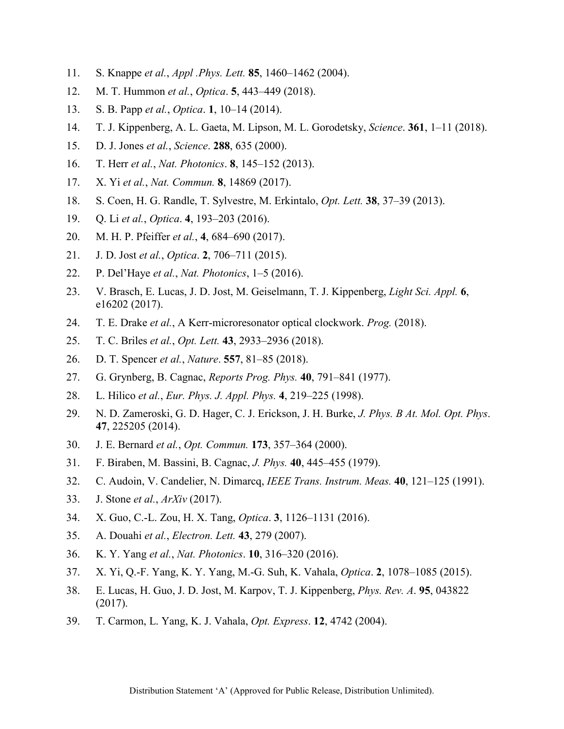11. S. Knappe *et al.*, *Appl .Phys. Lett.* **85**, 1460–1462 (2004).
12. M. T. Hummon *et al.*, *Optica*. **5**, 443–449 (2018).
13. S. B. Papp *et al.*, *Optica*. **1**, 10–14 (2014).
14. T. J. Kippenberg, A. L. Gaeta, M. Lipson, M. L. Gorodetsky, *Science*. **361**, 1–11 (2018).
15. D. J. Jones *et al.*, *Science*. **288**, 635 (2000).
16. T. Herr *et al.*, *Nat. Photonics*. **8**, 145–152 (2013).
17. X. Yi *et al.*, *Nat. Commun.* **8**, 14869 (2017).
18. S. Coen, H. G. Randle, T. Sylvestre, M. Erkintalo, *Opt. Lett.* **38**, 37–39 (2013).
19. Q. Li *et al.*, *Optica*. **4**, 193–203 (2016).
20. M. H. P. Pfeiffer *et al.*, **4**, 684–690 (2017).
21. J. D. Jost *et al.*, *Optica*. **2**, 706–711 (2015).
22. P. Del'Haye *et al.*, *Nat. Photonics*, 1–5 (2016).
23. V. Brasch, E. Lucas, J. D. Jost, M. Geiselmann, T. J. Kippenberg, *Light Sci. Appl.* **6**, e16202 (2017).
24. T. E. Drake *et al.*, A Kerr-microresonator optical clockwork. *Prog.* (2018).
25. T. C. Briles *et al.*, *Opt. Lett.* **43**, 2933–2936 (2018).
26. D. T. Spencer *et al.*, *Nature*. **557**, 81–85 (2018).
27. G. Grynberg, B. Cagnac, *Reports Prog. Phys.* **40**, 791–841 (1977).
28. L. Hilico *et al.*, *Eur. Phys. J. Appl. Phys.* **4**, 219–225 (1998).
29. N. D. Zameroski, G. D. Hager, C. J. Erickson, J. H. Burke, *J. Phys. B At. Mol. Opt. Phys*. **47**, 225205 (2014).
30. J. E. Bernard *et al.*, *Opt. Commun.* **173**, 357–364 (2000).
31. F. Biraben, M. Bassini, B. Cagnac, *J. Phys.* **40**, 445–455 (1979).
32. C. Audoin, V. Candelier, N. Dimarcq, *IEEE Trans. Instrum. Meas.* **40**, 121–125 (1991).
33. J. Stone *et al.*, *ArXiv* (2017).
34. X. Guo, C.-L. Zou, H. X. Tang, *Optica*. **3**, 1126–1131 (2016).
35. A. Douahi *et al.*, *Electron. Lett.* **43**, 279 (2007).
36. K. Y. Yang *et al.*, *Nat. Photonics*. **10**, 316–320 (2016).
37. X. Yi, Q.-F. Yang, K. Y. Yang, M.-G. Suh, K. Vahala, *Optica*. **2**, 1078–1085 (2015).
38. E. Lucas, H. Guo, J. D. Jost, M. Karpov, T. J. Kippenberg, *Phys. Rev. A*. **95**, 043822 (2017).
39. T. Carmon, L. Yang, K. J. Vahala, *Opt. Express*. **12**, 4742 (2004).

Distribution Statement 'A' (Approved for Public Release, Distribution Unlimited).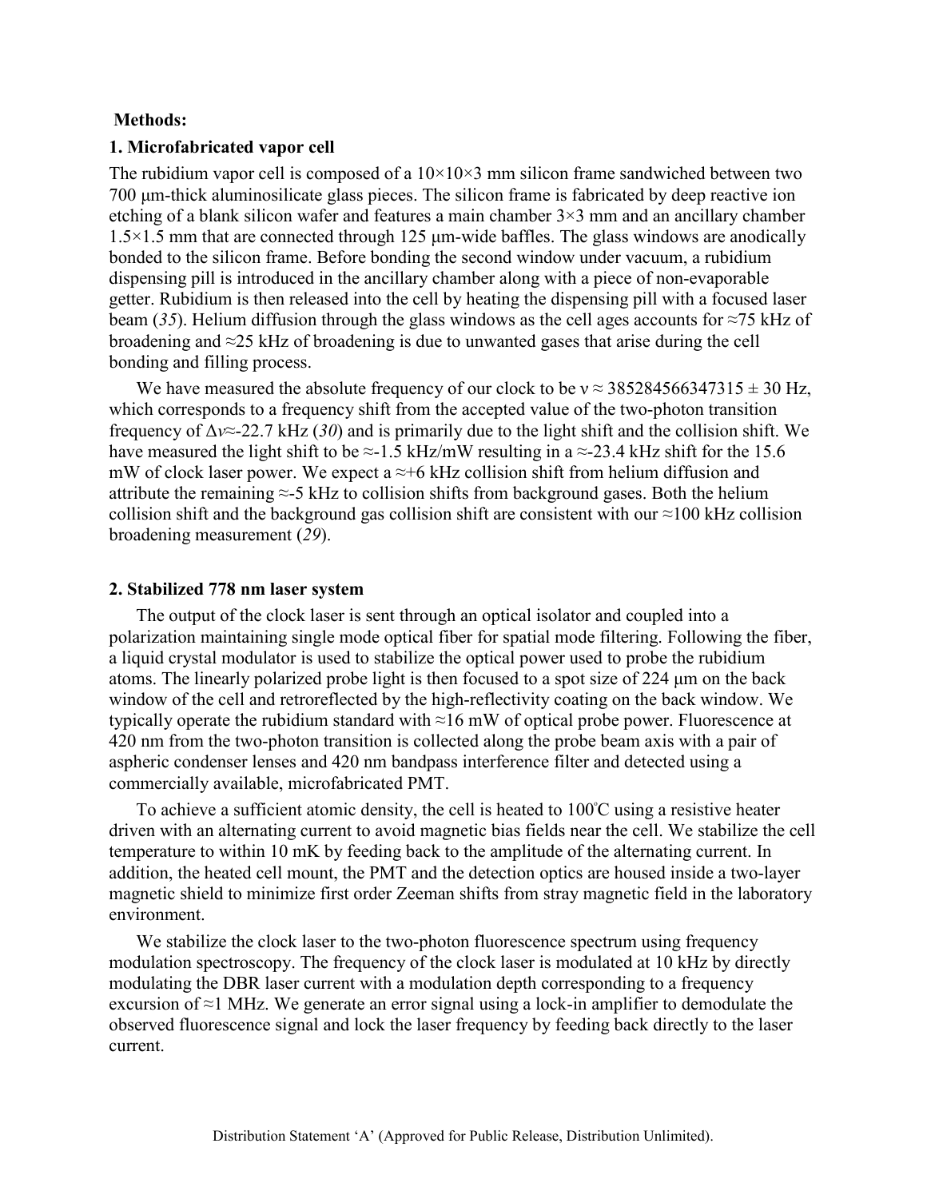**Methods:**

**1. Microfabricated vapor cell**

The rubidium vapor cell is composed of a 10×10×3 mm silicon frame sandwiched between two 700 μm-thick aluminosilicate glass pieces. The silicon frame is fabricated by deep reactive ion etching of a blank silicon wafer and features a main chamber 3×3 mm and an ancillary chamber 1.5×1.5 mm that are connected through 125 μm-wide baffles. The glass windows are anodically bonded to the silicon frame. Before bonding the second window under vacuum, a rubidium dispensing pill is introduced in the ancillary chamber along with a piece of non-evaporable getter. Rubidium is then released into the cell by heating the dispensing pill with a focused laser beam (*35*). Helium diffusion through the glass windows as the cell ages accounts for ≈75 kHz of broadening and ≈25 kHz of broadening is due to unwanted gases that arise during the cell bonding and filling process.

We have measured the absolute frequency of our clock to be $\nu \approx 385284566347315 \pm 30$ Hz, which corresponds to a frequency shift from the accepted value of the two-photon transition frequency of $\Delta\nu \approx$-22.7 kHz (*30*) and is primarily due to the light shift and the collision shift. We have measured the light shift to be ≈-1.5 kHz/mW resulting in a ≈-23.4 kHz shift for the 15.6 mW of clock laser power. We expect a ≈+6 kHz collision shift from helium diffusion and attribute the remaining ≈-5 kHz to collision shifts from background gases. Both the helium collision shift and the background gas collision shift are consistent with our ≈100 kHz collision broadening measurement (*29*).

**2. Stabilized 778 nm laser system**

The output of the clock laser is sent through an optical isolator and coupled into a polarization maintaining single mode optical fiber for spatial mode filtering. Following the fiber, a liquid crystal modulator is used to stabilize the optical power used to probe the rubidium atoms. The linearly polarized probe light is then focused to a spot size of 224 μm on the back window of the cell and retroreflected by the high-reflectivity coating on the back window. We typically operate the rubidium standard with ≈16 mW of optical probe power. Fluorescence at 420 nm from the two-photon transition is collected along the probe beam axis with a pair of aspheric condenser lenses and 420 nm bandpass interference filter and detected using a commercially available, microfabricated PMT.

To achieve a sufficient atomic density, the cell is heated to 100°C using a resistive heater driven with an alternating current to avoid magnetic bias fields near the cell. We stabilize the cell temperature to within 10 mK by feeding back to the amplitude of the alternating current. In addition, the heated cell mount, the PMT and the detection optics are housed inside a two-layer magnetic shield to minimize first order Zeeman shifts from stray magnetic field in the laboratory environment.

We stabilize the clock laser to the two-photon fluorescence spectrum using frequency modulation spectroscopy. The frequency of the clock laser is modulated at 10 kHz by directly modulating the DBR laser current with a modulation depth corresponding to a frequency excursion of ≈1 MHz. We generate an error signal using a lock-in amplifier to demodulate the observed fluorescence signal and lock the laser frequency by feeding back directly to the laser current.

Distribution Statement 'A' (Approved for Public Release, Distribution Unlimited).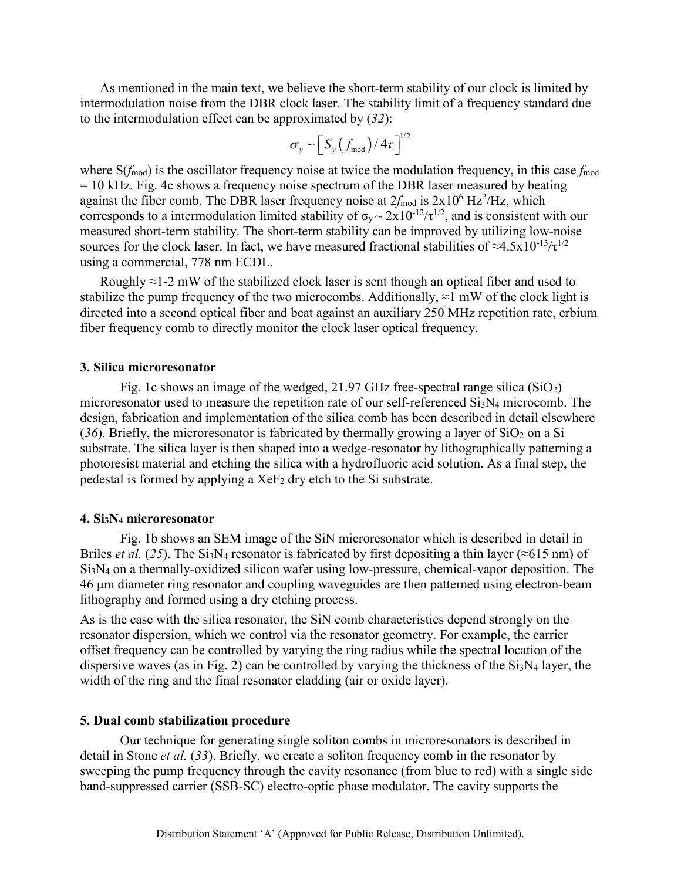As mentioned in the main text, we believe the short-term stability of our clock is limited by intermodulation noise from the DBR clock laser. The stability limit of a frequency standard due to the intermodulation effect can be approximated by (*32*):

$$\sigma_y \sim \left[S_y\left(f_{\text{mod}}\right)/4\tau\right]^{1/2}$$

where $S(f_{mod})$ is the oscillator frequency noise at twice the modulation frequency, in this case $f_{mod}$ = 10 kHz. Fig. 4c shows a frequency noise spectrum of the DBR laser measured by beating against the fiber comb. The DBR laser frequency noise at $2f_{mod}$ is $2\text{x}10^6$ $\text{Hz}^2/\text{Hz}$, which corresponds to a intermodulation limited stability of $\sigma_y \sim 2\text{x}10^{-12}/\tau^{1/2}$, and is consistent with our measured short-term stability. The short-term stability can be improved by utilizing low-noise sources for the clock laser. In fact, we have measured fractional stabilities of $\approx 4.5\text{x}10^{-13}/\tau^{1/2}$ using a commercial, 778 nm ECDL.

Roughly ≈1-2 mW of the stabilized clock laser is sent though an optical fiber and used to stabilize the pump frequency of the two microcombs. Additionally, ≈1 mW of the clock light is directed into a second optical fiber and beat against an auxiliary 250 MHz repetition rate, erbium fiber frequency comb to directly monitor the clock laser optical frequency.

### 3. Silica microresonator

Fig. 1c shows an image of the wedged, 21.97 GHz free-spectral range silica ($SiO_2$) microresonator used to measure the repetition rate of our self-referenced $Si_3N_4$ microcomb. The design, fabrication and implementation of the silica comb has been described in detail elsewhere (*36*). Briefly, the microresonator is fabricated by thermally growing a layer of $SiO_2$ on a Si substrate. The silica layer is then shaped into a wedge-resonator by lithographically patterning a photoresist material and etching the silica with a hydrofluoric acid solution. As a final step, the pedestal is formed by applying a $XeF_2$ dry etch to the Si substrate.

### 4. $Si_3N_4$ microresonator

Fig. 1b shows an SEM image of the SiN microresonator which is described in detail in Briles *et al.* (*25*). The $Si_3N_4$ resonator is fabricated by first depositing a thin layer (≈615 nm) of $Si_3N_4$ on a thermally-oxidized silicon wafer using low-pressure, chemical-vapor deposition. The 46 μm diameter ring resonator and coupling waveguides are then patterned using electron-beam lithography and formed using a dry etching process.

As is the case with the silica resonator, the SiN comb characteristics depend strongly on the resonator dispersion, which we control via the resonator geometry. For example, the carrier offset frequency can be controlled by varying the ring radius while the spectral location of the dispersive waves (as in Fig. 2) can be controlled by varying the thickness of the $Si_3N_4$ layer, the width of the ring and the final resonator cladding (air or oxide layer).

### 5. Dual comb stabilization procedure

Our technique for generating single soliton combs in microresonators is described in detail in Stone *et al.* (*33*). Briefly, we create a soliton frequency comb in the resonator by sweeping the pump frequency through the cavity resonance (from blue to red) with a single side band-suppressed carrier (SSB-SC) electro-optic phase modulator. The cavity supports the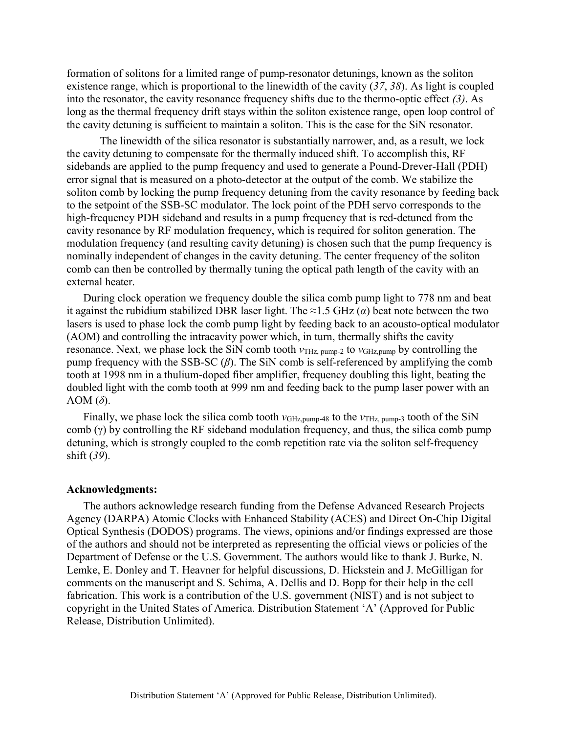formation of solitons for a limited range of pump-resonator detunings, known as the soliton existence range, which is proportional to the linewidth of the cavity (*37*, *38*). As light is coupled into the resonator, the cavity resonance frequency shifts due to the thermo-optic effect *(3)*. As long as the thermal frequency drift stays within the soliton existence range, open loop control of the cavity detuning is sufficient to maintain a soliton. This is the case for the SiN resonator.

The linewidth of the silica resonator is substantially narrower, and, as a result, we lock the cavity detuning to compensate for the thermally induced shift. To accomplish this, RF sidebands are applied to the pump frequency and used to generate a Pound-Drever-Hall (PDH) error signal that is measured on a photo-detector at the output of the comb. We stabilize the soliton comb by locking the pump frequency detuning from the cavity resonance by feeding back to the setpoint of the SSB-SC modulator. The lock point of the PDH servo corresponds to the high-frequency PDH sideband and results in a pump frequency that is red-detuned from the cavity resonance by RF modulation frequency, which is required for soliton generation. The modulation frequency (and resulting cavity detuning) is chosen such that the pump frequency is nominally independent of changes in the cavity detuning. The center frequency of the soliton comb can then be controlled by thermally tuning the optical path length of the cavity with an external heater.

During clock operation we frequency double the silica comb pump light to 778 nm and beat it against the rubidium stabilized DBR laser light. The ≈1.5 GHz ($\alpha$) beat note between the two lasers is used to phase lock the comb pump light by feeding back to an acousto-optical modulator (AOM) and controlling the intracavity power which, in turn, thermally shifts the cavity resonance. Next, we phase lock the SiN comb tooth $\nu_{\text{THz, pump-2}}$ to $\nu_{\text{GHz,pump}}$ by controlling the pump frequency with the SSB-SC ($\beta$). The SiN comb is self-referenced by amplifying the comb tooth at 1998 nm in a thulium-doped fiber amplifier, frequency doubling this light, beating the doubled light with the comb tooth at 999 nm and feeding back to the pump laser power with an AOM ($\delta$).

Finally, we phase lock the silica comb tooth $\nu_{\text{GHz,pump-48}}$ to the $\nu_{\text{THz, pump-3}}$ tooth of the SiN comb ($\gamma$) by controlling the RF sideband modulation frequency, and thus, the silica comb pump detuning, which is strongly coupled to the comb repetition rate via the soliton self-frequency shift (*39*).

**Acknowledgments:**

The authors acknowledge research funding from the Defense Advanced Research Projects Agency (DARPA) Atomic Clocks with Enhanced Stability (ACES) and Direct On-Chip Digital Optical Synthesis (DODOS) programs. The views, opinions and/or findings expressed are those of the authors and should not be interpreted as representing the official views or policies of the Department of Defense or the U.S. Government. The authors would like to thank J. Burke, N. Lemke, E. Donley and T. Heavner for helpful discussions, D. Hickstein and J. McGilligan for comments on the manuscript and S. Schima, A. Dellis and D. Bopp for their help in the cell fabrication. This work is a contribution of the U.S. government (NIST) and is not subject to copyright in the United States of America. Distribution Statement 'A' (Approved for Public Release, Distribution Unlimited).